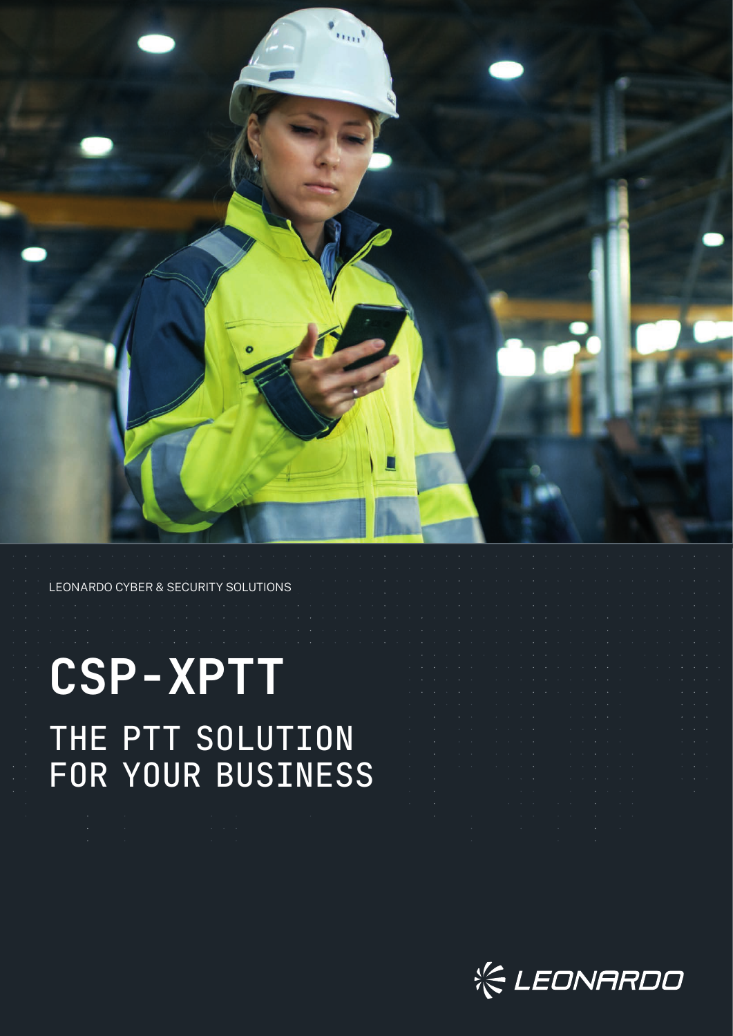LEONARDO CYBER & SECURITY SOLUTIONS

# CSP-XPTT

## THE PTT SOLUTION FOR YOUR BUSINESS

LEONARDO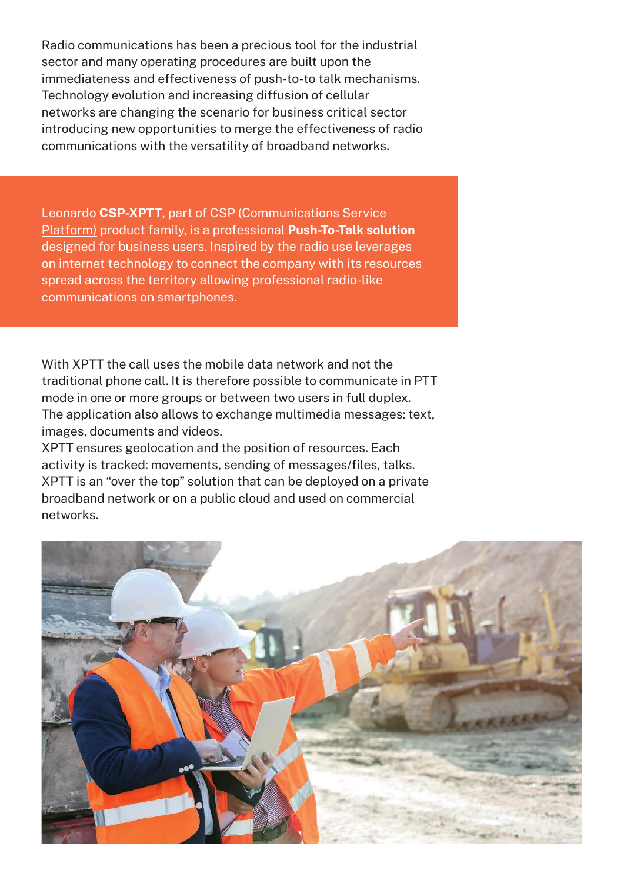Radio communications has been a precious tool for the industrial sector and many operating procedures are built upon the immediateness and effectiveness of push-to-to talk mechanisms. Technology evolution and increasing diffusion of cellular networks are changing the scenario for business critical sector introducing new opportunities to merge the effectiveness of radio communications with the versatility of broadband networks.

Leonardo **CSP-XPTT**, part of CSP (Communications Service Platform) product family, is a professional **Push-To-Talk solution** designed for business users. Inspired by the radio use leverages on internet technology to connect the company with its resources spread across the territory allowing professional radio-like communications on smartphones.

With XPTT the call uses the mobile data network and not the traditional phone call. It is therefore possible to communicate in PTT mode in one or more groups or between two users in full duplex. The application also allows to exchange multimedia messages: text, images, documents and videos.

XPTT ensures geolocation and the position of resources. Each activity is tracked: movements, sending of messages/files, talks. XPTT is an "over the top" solution that can be deployed on a private broadband network or on a public cloud and used on commercial networks.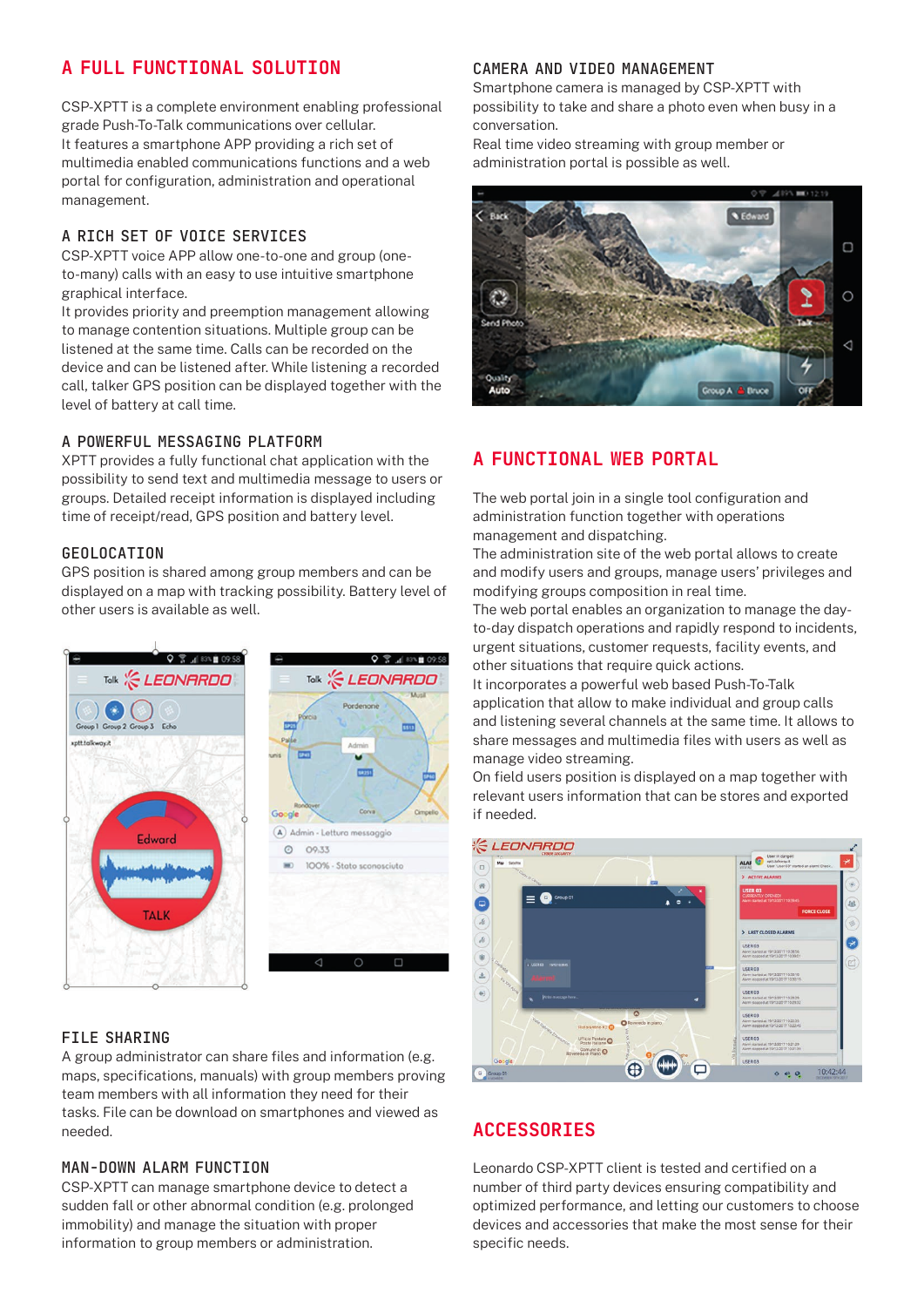## A FULL FUNCTIONAL SOLUTION

CSP-XPTT is a complete environment enabling professional grade Push-To-Talk communications over cellular.
It features a smartphone APP providing a rich set of multimedia enabled communications functions and a web portal for configuration, administration and operational management.

### A RICH SET OF VOICE SERVICES

CSP-XPTT voice APP allow one-to-one and group (one-to-many) calls with an easy to use intuitive smartphone graphical interface.
It provides priority and preemption management allowing to manage contention situations. Multiple group can be listened at the same time. Calls can be recorded on the device and can be listened after. While listening a recorded call, talker GPS position can be displayed together with the level of battery at call time.

### A POWERFUL MESSAGING PLATFORM

XPTT provides a fully functional chat application with the possibility to send text and multimedia message to users or groups. Detailed receipt information is displayed including time of receipt/read, GPS position and battery level.

### GEOLOCATION

GPS position is shared among group members and can be displayed on a map with tracking possibility. Battery level of other users is available as well.

### FILE SHARING

A group administrator can share files and information (e.g. maps, specifications, manuals) with group members proving team members with all information they need for their tasks. File can be download on smartphones and viewed as needed.

### MAN-DOWN ALARM FUNCTION

CSP-XPTT can manage smartphone device to detect a sudden fall or other abnormal condition (e.g. prolonged immobility) and manage the situation with proper information to group members or administration.

### CAMERA AND VIDEO MANAGEMENT

Smartphone camera is managed by CSP-XPTT with possibility to take and share a photo even when busy in a conversation.
Real time video streaming with group member or administration portal is possible as well.

## A FUNCTIONAL WEB PORTAL

The web portal join in a single tool configuration and administration function together with operations management and dispatching.
The administration site of the web portal allows to create and modify users and groups, manage users' privileges and modifying groups composition in real time.
The web portal enables an organization to manage the day-to-day dispatch operations and rapidly respond to incidents, urgent situations, customer requests, facility events, and other situations that require quick actions.
It incorporates a powerful web based Push-To-Talk application that allow to make individual and group calls and listening several channels at the same time. It allows to share messages and multimedia files with users as well as manage video streaming.
On field users position is displayed on a map together with relevant users information that can be stores and exported if needed.

## ACCESSORIES

Leonardo CSP-XPTT client is tested and certified on a number of third party devices ensuring compatibility and optimized performance, and letting our customers to choose devices and accessories that make the most sense for their specific needs.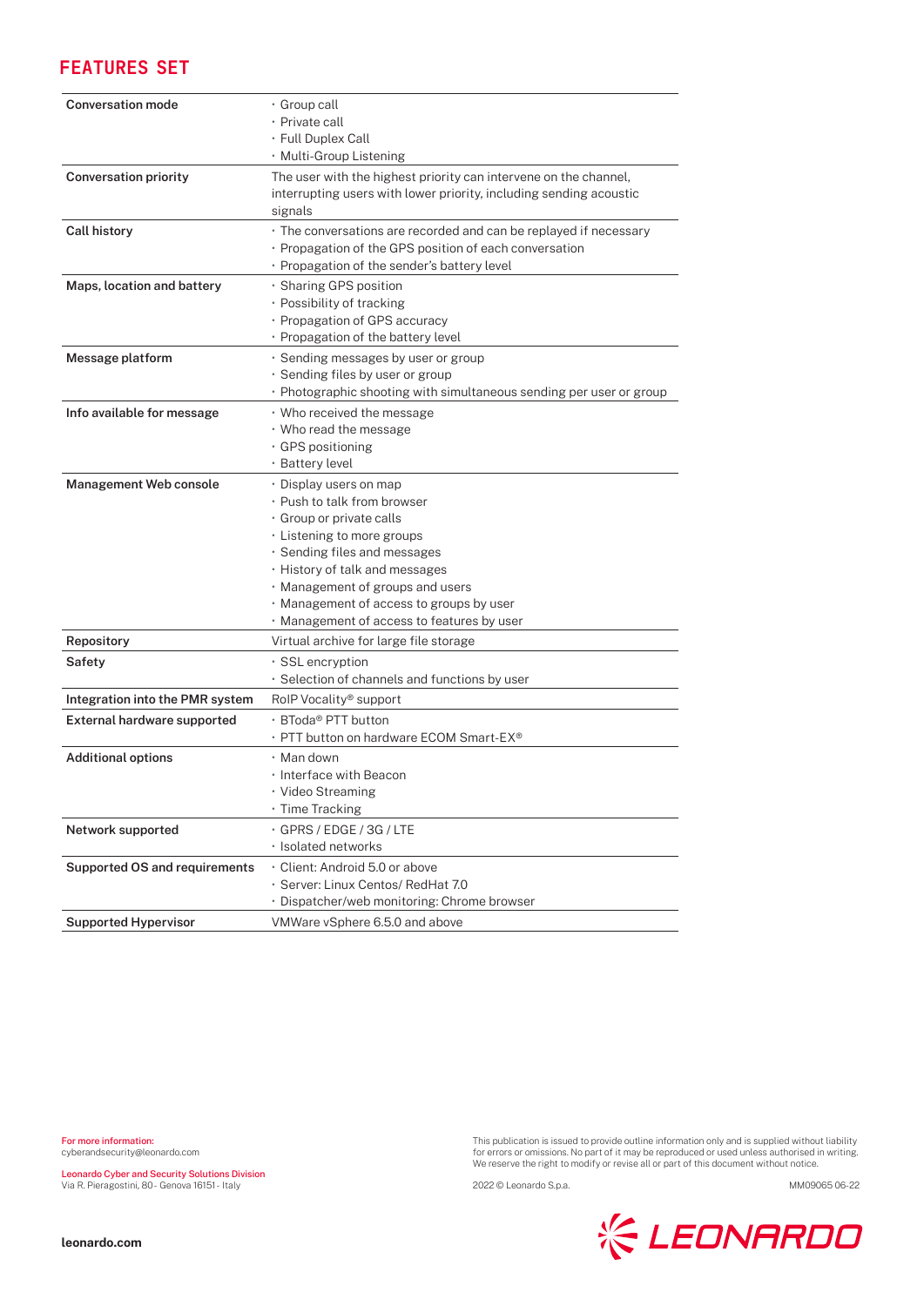## FEATURES SET

| | |
|---|---|
| **Conversation mode** | • Group call<br>• Private call<br>• Full Duplex Call<br>• Multi-Group Listening |
| **Conversation priority** | The user with the highest priority can intervene on the channel, interrupting users with lower priority, including sending acoustic signals |
| **Call history** | • The conversations are recorded and can be replayed if necessary<br>• Propagation of the GPS position of each conversation<br>• Propagation of the sender's battery level |
| **Maps, location and battery** | • Sharing GPS position<br>• Possibility of tracking<br>• Propagation of GPS accuracy<br>• Propagation of the battery level |
| **Message platform** | • Sending messages by user or group<br>• Sending files by user or group<br>• Photographic shooting with simultaneous sending per user or group |
| **Info available for message** | • Who received the message<br>• Who read the message<br>• GPS positioning<br>• Battery level |
| **Management Web console** | • Display users on map<br>• Push to talk from browser<br>• Group or private calls<br>• Listening to more groups<br>• Sending files and messages<br>• History of talk and messages<br>• Management of groups and users<br>• Management of access to groups by user<br>• Management of access to features by user |
| **Repository** | Virtual archive for large file storage |
| **Safety** | • SSL encryption<br>• Selection of channels and functions by user |
| **Integration into the PMR system** | RoIP Vocality® support |
| **External hardware supported** | • BToda® PTT button<br>• PTT button on hardware ECOM Smart-EX® |
| **Additional options** | • Man down<br>• Interface with Beacon<br>• Video Streaming<br>• Time Tracking |
| **Network supported** | • GPRS / EDGE / 3G / LTE<br>• Isolated networks |
| **Supported OS and requirements** | • Client: Android 5.0 or above<br>• Server: Linux Centos/ RedHat 7.0<br>• Dispatcher/web monitoring: Chrome browser |
| **Supported Hypervisor** | VMWare vSphere 6.5.0 and above |

For more information:
cyberandsecurity@leonardo.com

Leonardo Cyber and Security Solutions Division
Via R. Pieragostini, 80 - Genova 16151 - Italy

**leonardo.com**

This publication is issued to provide outline information only and is supplied without liability for errors or omissions. No part of it may be reproduced or used unless authorised in writing. We reserve the right to modify or revise all or part of this document without notice.

2022 © Leonardo S.p.a.

MM09065 06-22

LEONARDO